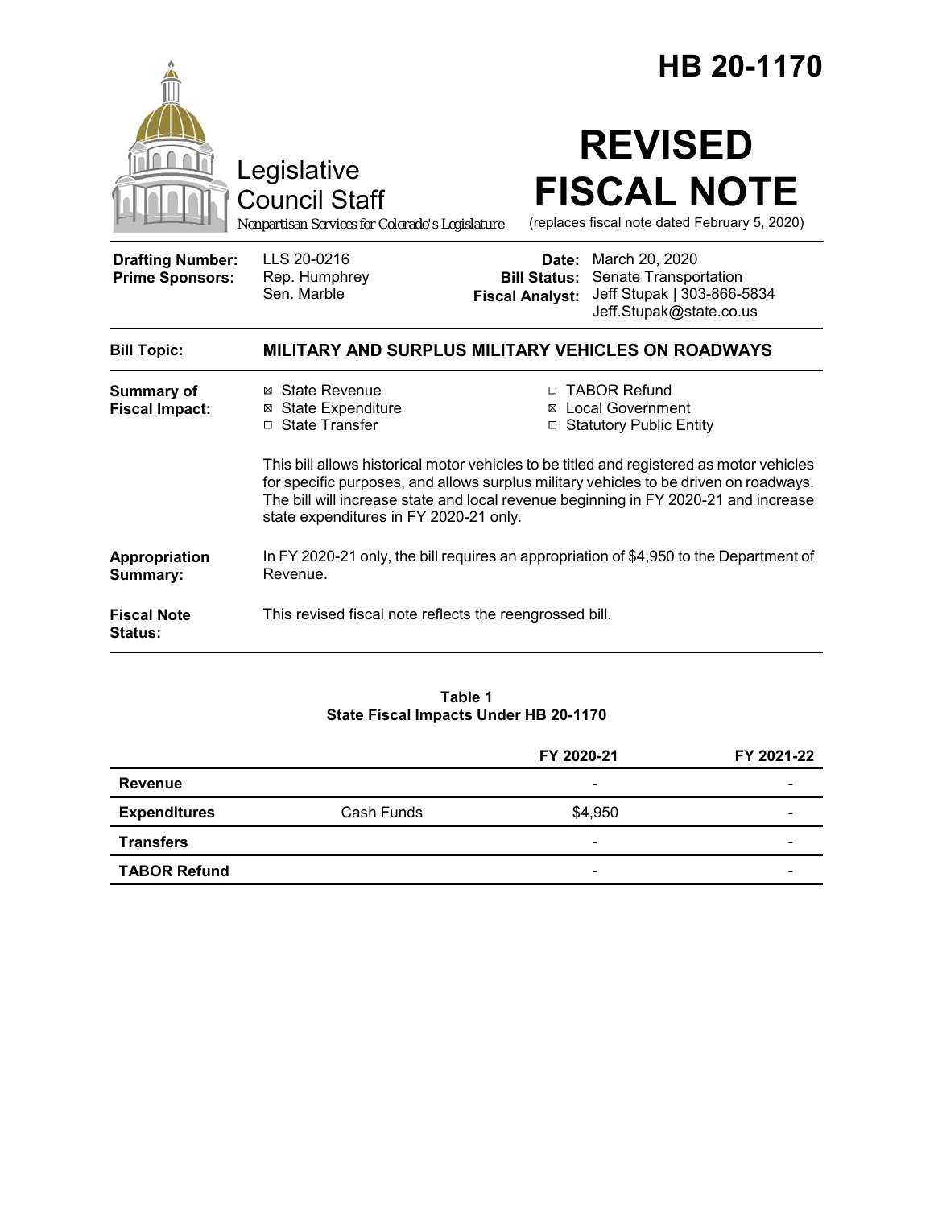# HB 20-1170

Legislative Council Staff

*Nonpartisan Services for Colorado's Legislature*

# REVISED FISCAL NOTE

(replaces fiscal note dated February 5, 2020)

| | | | |
|---|---|---|---|
| **Drafting Number:** | LLS 20-0216 | **Date:** | March 20, 2020 |
| **Prime Sponsors:** | Rep. Humphrey<br>Sen. Marble | **Bill Status:** | Senate Transportation |
| | | **Fiscal Analyst:** | Jeff Stupak \| 303-866-5834<br>Jeff.Stupak@state.co.us |

**Bill Topic:** **MILITARY AND SURPLUS MILITARY VEHICLES ON ROADWAYS**

**Summary of Fiscal Impact:**

- ☒ State Revenue
- ☒ State Expenditure
- ☐ State Transfer
- ☐ TABOR Refund
- ☒ Local Government
- ☐ Statutory Public Entity

This bill allows historical motor vehicles to be titled and registered as motor vehicles for specific purposes, and allows surplus military vehicles to be driven on roadways. The bill will increase state and local revenue beginning in FY 2020-21 and increase state expenditures in FY 2020-21 only.

**Appropriation Summary:** In FY 2020-21 only, the bill requires an appropriation of $4,950 to the Department of Revenue.

**Fiscal Note Status:** This revised fiscal note reflects the reengrossed bill.

**Table 1**
**State Fiscal Impacts Under HB 20-1170**

| | | FY 2020-21 | FY 2021-22 |
|---|---|---|---|
| **Revenue** | | - | - |
| **Expenditures** | Cash Funds | $4,950 | - |
| **Transfers** | | - | - |
| **TABOR Refund** | | - | - |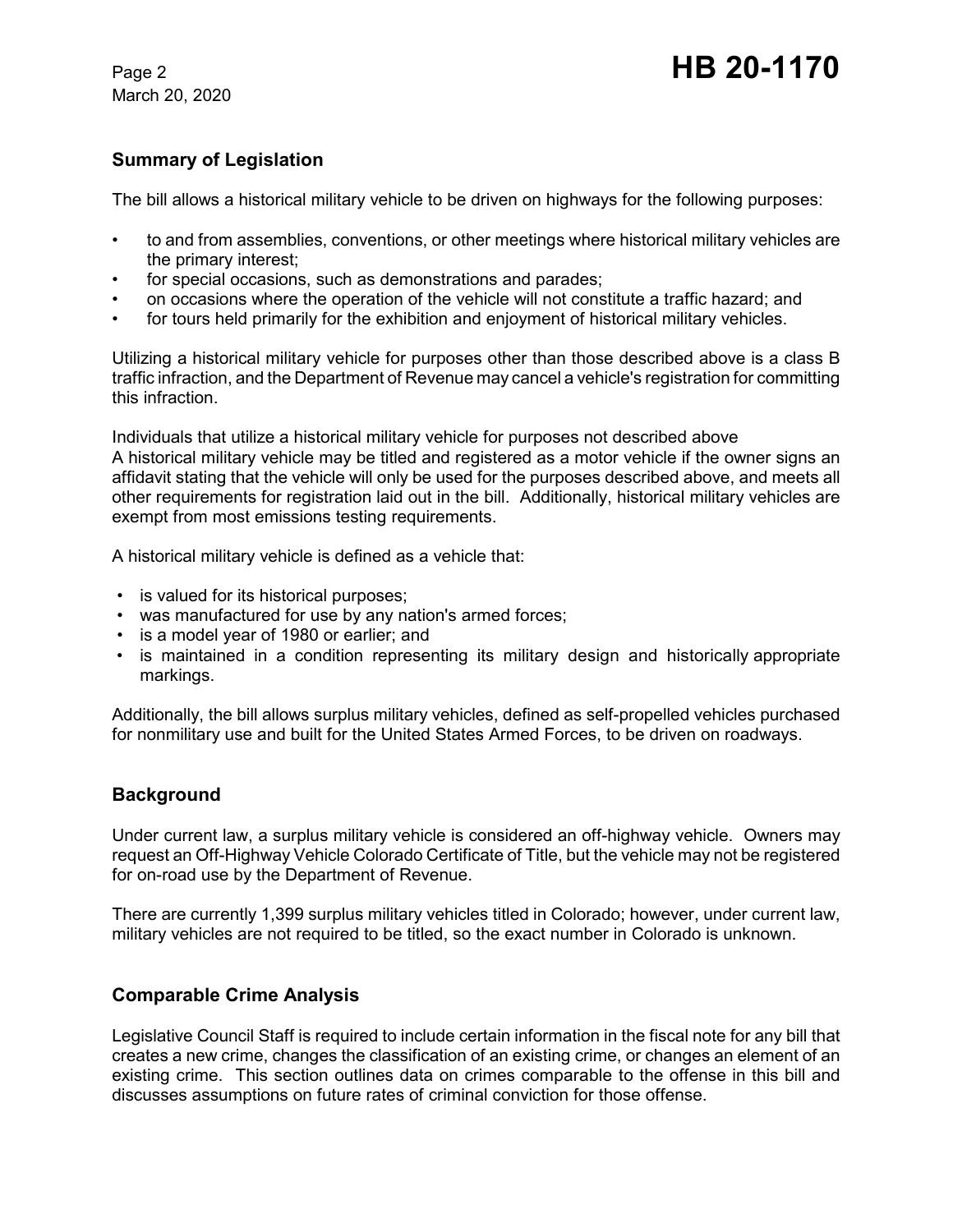## Summary of Legislation

The bill allows a historical military vehicle to be driven on highways for the following purposes:

- to and from assemblies, conventions, or other meetings where historical military vehicles are the primary interest;
- for special occasions, such as demonstrations and parades;
- on occasions where the operation of the vehicle will not constitute a traffic hazard; and
- for tours held primarily for the exhibition and enjoyment of historical military vehicles.

Utilizing a historical military vehicle for purposes other than those described above is a class B traffic infraction, and the Department of Revenue may cancel a vehicle's registration for committing this infraction.

Individuals that utilize a historical military vehicle for purposes not described above
A historical military vehicle may be titled and registered as a motor vehicle if the owner signs an affidavit stating that the vehicle will only be used for the purposes described above, and meets all other requirements for registration laid out in the bill. Additionally, historical military vehicles are exempt from most emissions testing requirements.

A historical military vehicle is defined as a vehicle that:

- is valued for its historical purposes;
- was manufactured for use by any nation's armed forces;
- is a model year of 1980 or earlier; and
- is maintained in a condition representing its military design and historically appropriate markings.

Additionally, the bill allows surplus military vehicles, defined as self-propelled vehicles purchased for nonmilitary use and built for the United States Armed Forces, to be driven on roadways.

## Background

Under current law, a surplus military vehicle is considered an off-highway vehicle. Owners may request an Off-Highway Vehicle Colorado Certificate of Title, but the vehicle may not be registered for on-road use by the Department of Revenue.

There are currently 1,399 surplus military vehicles titled in Colorado; however, under current law, military vehicles are not required to be titled, so the exact number in Colorado is unknown.

## Comparable Crime Analysis

Legislative Council Staff is required to include certain information in the fiscal note for any bill that creates a new crime, changes the classification of an existing crime, or changes an element of an existing crime. This section outlines data on crimes comparable to the offense in this bill and discusses assumptions on future rates of criminal conviction for those offense.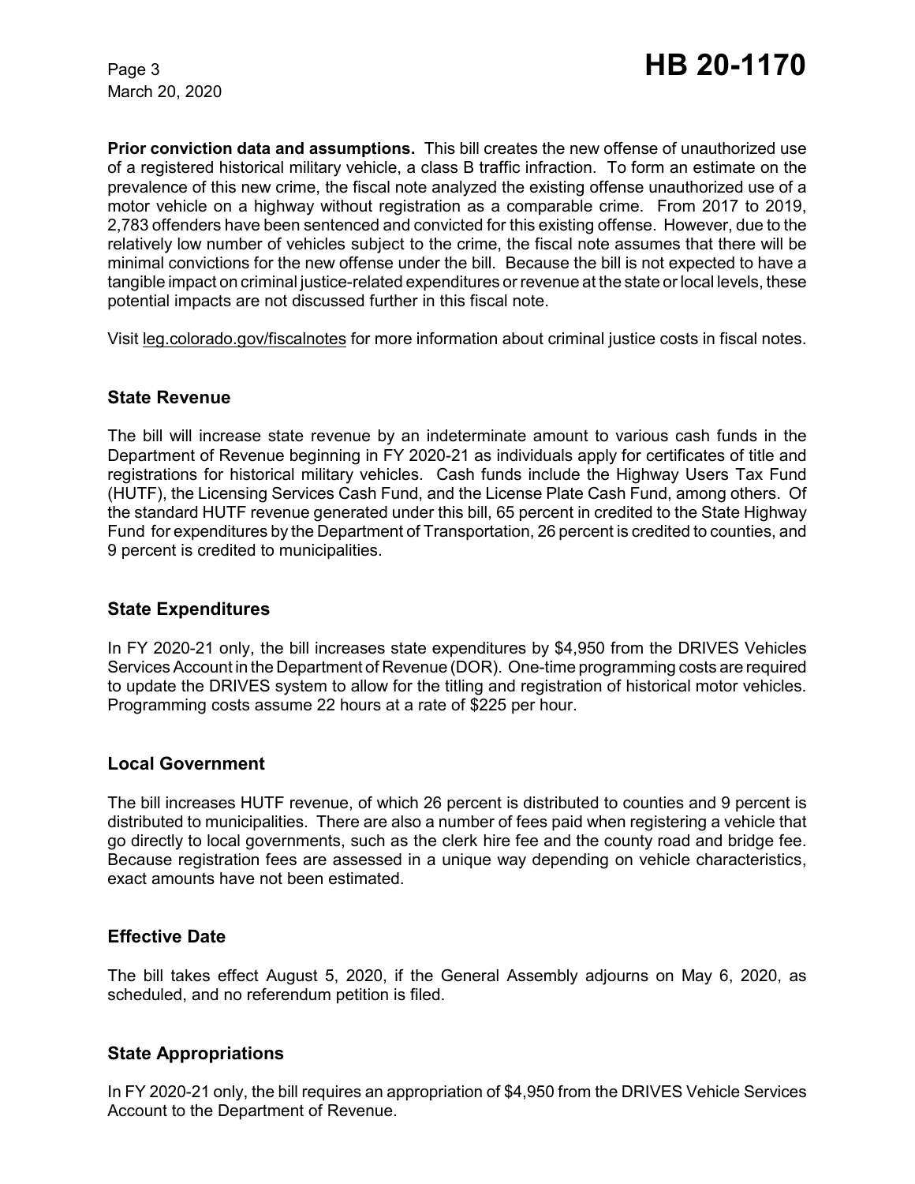**Prior conviction data and assumptions.** This bill creates the new offense of unauthorized use of a registered historical military vehicle, a class B traffic infraction. To form an estimate on the prevalence of this new crime, the fiscal note analyzed the existing offense unauthorized use of a motor vehicle on a highway without registration as a comparable crime. From 2017 to 2019, 2,783 offenders have been sentenced and convicted for this existing offense. However, due to the relatively low number of vehicles subject to the crime, the fiscal note assumes that there will be minimal convictions for the new offense under the bill. Because the bill is not expected to have a tangible impact on criminal justice-related expenditures or revenue at the state or local levels, these potential impacts are not discussed further in this fiscal note.

Visit leg.colorado.gov/fiscalnotes for more information about criminal justice costs in fiscal notes.

## State Revenue

The bill will increase state revenue by an indeterminate amount to various cash funds in the Department of Revenue beginning in FY 2020-21 as individuals apply for certificates of title and registrations for historical military vehicles. Cash funds include the Highway Users Tax Fund (HUTF), the Licensing Services Cash Fund, and the License Plate Cash Fund, among others. Of the standard HUTF revenue generated under this bill, 65 percent in credited to the State Highway Fund for expenditures by the Department of Transportation, 26 percent is credited to counties, and 9 percent is credited to municipalities.

## State Expenditures

In FY 2020-21 only, the bill increases state expenditures by $4,950 from the DRIVES Vehicles Services Account in the Department of Revenue (DOR). One-time programming costs are required to update the DRIVES system to allow for the titling and registration of historical motor vehicles. Programming costs assume 22 hours at a rate of $225 per hour.

## Local Government

The bill increases HUTF revenue, of which 26 percent is distributed to counties and 9 percent is distributed to municipalities. There are also a number of fees paid when registering a vehicle that go directly to local governments, such as the clerk hire fee and the county road and bridge fee. Because registration fees are assessed in a unique way depending on vehicle characteristics, exact amounts have not been estimated.

## Effective Date

The bill takes effect August 5, 2020, if the General Assembly adjourns on May 6, 2020, as scheduled, and no referendum petition is filed.

## State Appropriations

In FY 2020-21 only, the bill requires an appropriation of $4,950 from the DRIVES Vehicle Services Account to the Department of Revenue.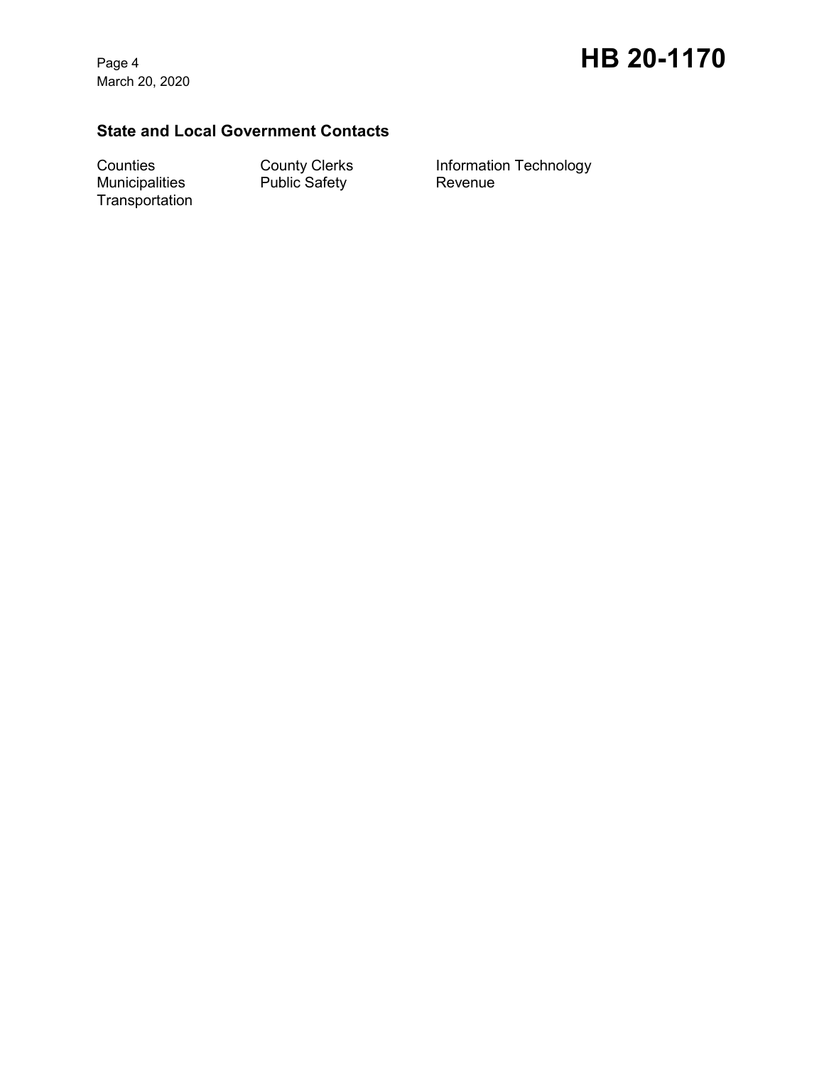## State and Local Government Contacts

| | | |
|---|---|---|
| Counties | County Clerks | Information Technology |
| Municipalities | Public Safety | Revenue |
| Transportation | | |